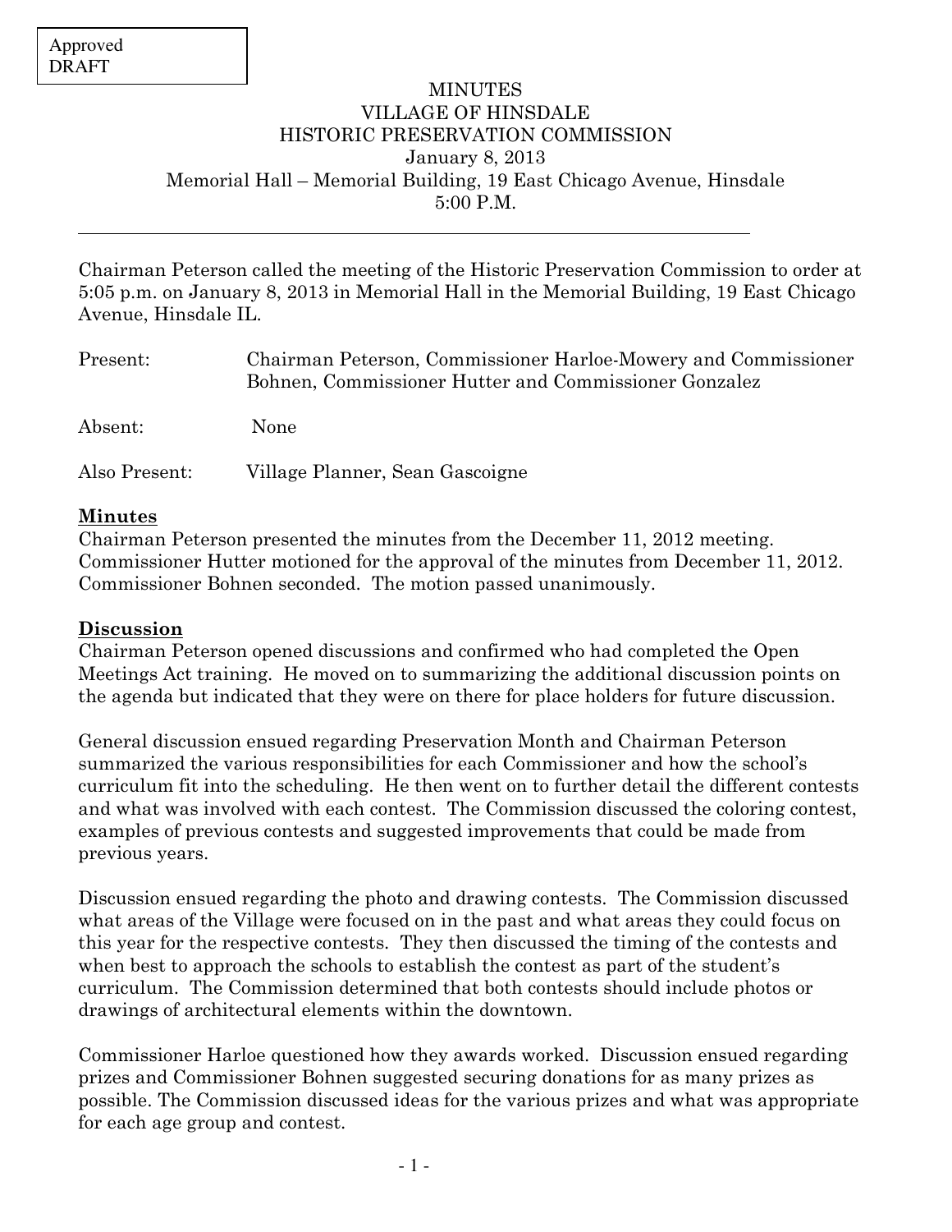Approved
DRAFT

# MINUTES
# VILLAGE OF HINSDALE
# HISTORIC PRESERVATION COMMISSION

January 8, 2013
Memorial Hall – Memorial Building, 19 East Chicago Avenue, Hinsdale
5:00 P.M.

---

Chairman Peterson called the meeting of the Historic Preservation Commission to order at 5:05 p.m. on January 8, 2013 in Memorial Hall in the Memorial Building, 19 East Chicago Avenue, Hinsdale IL.

Present: Chairman Peterson, Commissioner Harloe-Mowery and Commissioner Bohnen, Commissioner Hutter and Commissioner Gonzalez

Absent: None

Also Present: Village Planner, Sean Gascoigne

**Minutes**

Chairman Peterson presented the minutes from the December 11, 2012 meeting. Commissioner Hutter motioned for the approval of the minutes from December 11, 2012. Commissioner Bohnen seconded. The motion passed unanimously.

**Discussion**

Chairman Peterson opened discussions and confirmed who had completed the Open Meetings Act training. He moved on to summarizing the additional discussion points on the agenda but indicated that they were on there for place holders for future discussion.

General discussion ensued regarding Preservation Month and Chairman Peterson summarized the various responsibilities for each Commissioner and how the school's curriculum fit into the scheduling. He then went on to further detail the different contests and what was involved with each contest. The Commission discussed the coloring contest, examples of previous contests and suggested improvements that could be made from previous years.

Discussion ensued regarding the photo and drawing contests. The Commission discussed what areas of the Village were focused on in the past and what areas they could focus on this year for the respective contests. They then discussed the timing of the contests and when best to approach the schools to establish the contest as part of the student's curriculum. The Commission determined that both contests should include photos or drawings of architectural elements within the downtown.

Commissioner Harloe questioned how they awards worked. Discussion ensued regarding prizes and Commissioner Bohnen suggested securing donations for as many prizes as possible. The Commission discussed ideas for the various prizes and what was appropriate for each age group and contest.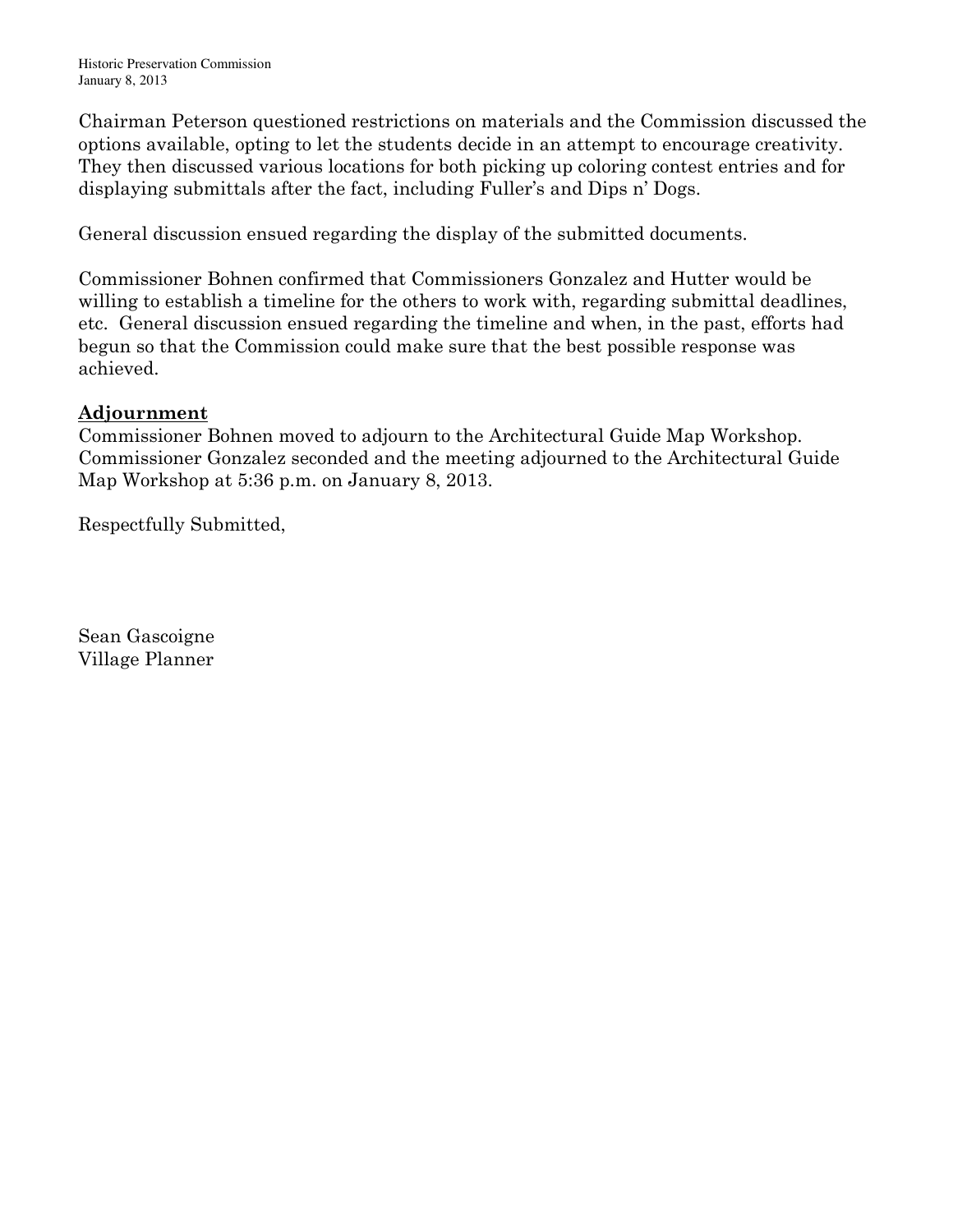Chairman Peterson questioned restrictions on materials and the Commission discussed the options available, opting to let the students decide in an attempt to encourage creativity. They then discussed various locations for both picking up coloring contest entries and for displaying submittals after the fact, including Fuller's and Dips n' Dogs.

General discussion ensued regarding the display of the submitted documents.

Commissioner Bohnen confirmed that Commissioners Gonzalez and Hutter would be willing to establish a timeline for the others to work with, regarding submittal deadlines, etc. General discussion ensued regarding the timeline and when, in the past, efforts had begun so that the Commission could make sure that the best possible response was achieved.

## Adjournment

Commissioner Bohnen moved to adjourn to the Architectural Guide Map Workshop. Commissioner Gonzalez seconded and the meeting adjourned to the Architectural Guide Map Workshop at 5:36 p.m. on January 8, 2013.

Respectfully Submitted,

Sean Gascoigne
Village Planner